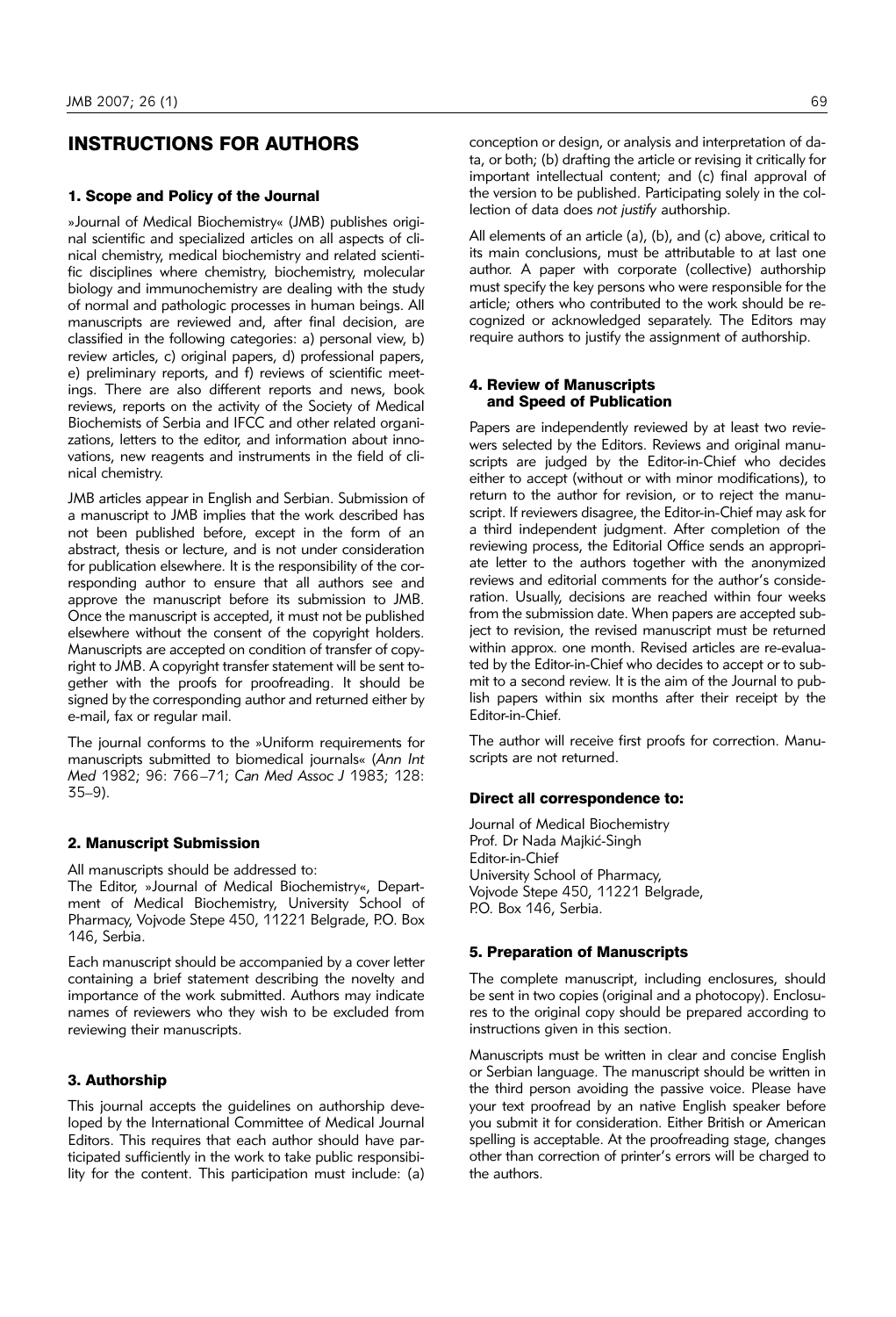# INSTRUCTIONS FOR AUTHORS

## 1. Scope and Policy of the Journal

»Journal of Medical Biochemistry« (JMB) publishes original scientific and specialized articles on all aspects of clinical chemistry, medical biochemistry and related scientific disciplines where chemistry, biochemistry, molecular biology and immunochemistry are dealing with the study of normal and pathologic processes in human beings. All manuscripts are reviewed and, after final decision, are classified in the following categories: a) personal view, b) review articles, c) original papers, d) professional papers, e) preliminary reports, and f) reviews of scientific meetings. There are also different reports and news, book reviews, reports on the activity of the Society of Medical Biochemists of Serbia and IFCC and other related organizations, letters to the editor, and information about innovations, new reagents and instruments in the field of clinical chemistry.

JMB articles appear in English and Serbian. Submission of a manuscript to JMB implies that the work described has not been published before, except in the form of an abstract, thesis or lecture, and is not under consideration for publication elsewhere. It is the responsibility of the corresponding author to ensure that all authors see and approve the manuscript before its submission to JMB. Once the manuscript is accepted, it must not be published elsewhere without the consent of the copyright holders. Manuscripts are accepted on condition of transfer of copyright to JMB. A copyright transfer statement will be sent together with the proofs for proofreading. It should be signed by the corresponding author and returned either by e-mail, fax or regular mail.

The journal conforms to the »Uniform requirements for manuscripts submitted to biomedical journals« (*Ann Int Med* 1982; 96: 766–71; *Can Med Assoc J* 1983; 128: 35–9).

## 2. Manuscript Submission

All manuscripts should be addressed to:
The Editor, »Journal of Medical Biochemistry«, Department of Medical Biochemistry, University School of Pharmacy, Vojvode Stepe 450, 11221 Belgrade, P.O. Box 146, Serbia.

Each manuscript should be accompanied by a cover letter containing a brief statement describing the novelty and importance of the work submitted. Authors may indicate names of reviewers who they wish to be excluded from reviewing their manuscripts.

## 3. Authorship

This journal accepts the guidelines on authorship developed by the International Committee of Medical Journal Editors. This requires that each author should have participated sufficiently in the work to take public responsibility for the content. This participation must include: (a) conception or design, or analysis and interpretation of data, or both; (b) drafting the article or revising it critically for important intellectual content; and (c) final approval of the version to be published. Participating solely in the collection of data does *not justify* authorship.

All elements of an article (a), (b), and (c) above, critical to its main conclusions, must be attributable to at last one author. A paper with corporate (collective) authorship must specify the key persons who were responsible for the article; others who contributed to the work should be recognized or acknowledged separately. The Editors may require authors to justify the assignment of authorship.

## 4. Review of Manuscripts and Speed of Publication

Papers are independently reviewed by at least two reviewers selected by the Editors. Reviews and original manuscripts are judged by the Editor-in-Chief who decides either to accept (without or with minor modifications), to return to the author for revision, or to reject the manuscript. If reviewers disagree, the Editor-in-Chief may ask for a third independent judgment. After completion of the reviewing process, the Editorial Office sends an appropriate letter to the authors together with the anonymized reviews and editorial comments for the author's consideration. Usually, decisions are reached within four weeks from the submission date. When papers are accepted subject to revision, the revised manuscript must be returned within approx. one month. Revised articles are re-evaluated by the Editor-in-Chief who decides to accept or to submit to a second review. It is the aim of the Journal to publish papers within six months after their receipt by the Editor-in-Chief.

The author will receive first proofs for correction. Manuscripts are not returned.

### Direct all correspondence to:

Journal of Medical Biochemistry
Prof. Dr Nada Majkić-Singh
Editor-in-Chief
University School of Pharmacy,
Vojvode Stepe 450, 11221 Belgrade,
P.O. Box 146, Serbia.

## 5. Preparation of Manuscripts

The complete manuscript, including enclosures, should be sent in two copies (original and a photocopy). Enclosures to the original copy should be prepared according to instructions given in this section.

Manuscripts must be written in clear and concise English or Serbian language. The manuscript should be written in the third person avoiding the passive voice. Please have your text proofread by an native English speaker before you submit it for consideration. Either British or American spelling is acceptable. At the proofreading stage, changes other than correction of printer's errors will be charged to the authors.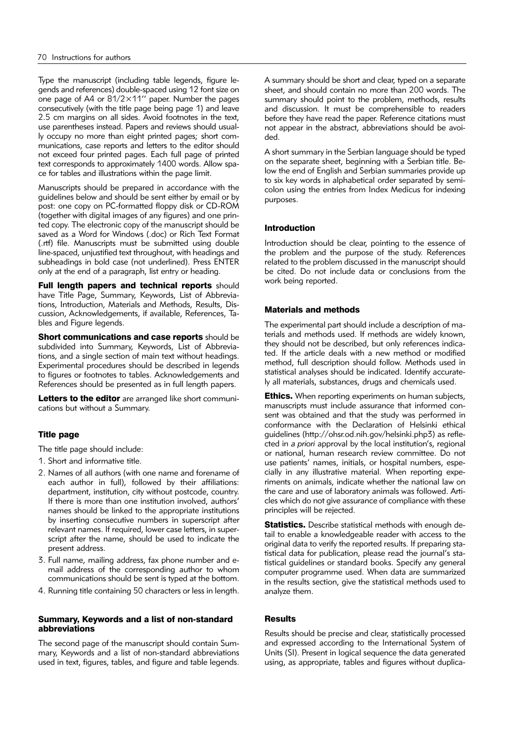Type the manuscript (including table legends, figure legends and references) double-spaced using 12 font size on one page of A4 or 81/2×11'' paper. Number the pages consecutively (with the title page being page 1) and leave 2.5 cm margins on all sides. Avoid footnotes in the text, use parentheses instead. Papers and reviews should usually occupy no more than eight printed pages; short communications, case reports and letters to the editor should not exceed four printed pages. Each full page of printed text corresponds to approximately 1400 words. Allow space for tables and illustrations within the page limit.

Manuscripts should be prepared in accordance with the guidelines below and should be sent either by email or by post: one copy on PC-formatted floppy disk or CD-ROM (together with digital images of any figures) and one printed copy. The electronic copy of the manuscript should be saved as a Word for Windows (.doc) or Rich Text Format (.rtf) file. Manuscripts must be submitted using double line-spaced, unjustified text throughout, with headings and subheadings in bold case (not underlined). Press ENTER only at the end of a paragraph, list entry or heading.

**Full length papers and technical reports** should have Title Page, Summary, Keywords, List of Abbreviations, Introduction, Materials and Methods, Results, Discussion, Acknowledgements, if available, References, Tables and Figure legends.

**Short communications and case reports** should be subdivided into Summary, Keywords, List of Abbreviations, and a single section of main text without headings. Experimental procedures should be described in legends to figures or footnotes to tables. Acknowledgements and References should be presented as in full length papers.

**Letters to the editor** are arranged like short communications but without a Summary.

### Title page

The title page should include:

1. Short and informative title.
2. Names of all authors (with one name and forename of each author in full), followed by their affiliations: department, institution, city without postcode, country. If there is more than one institution involved, authors' names should be linked to the appropriate institutions by inserting consecutive numbers in superscript after relevant names. If required, lower case letters, in superscript after the name, should be used to indicate the present address.
3. Full name, mailing address, fax phone number and e-mail address of the corresponding author to whom communications should be sent is typed at the bottom.
4. Running title containing 50 characters or less in length.

### Summary, Keywords and a list of non-standard abbreviations

The second page of the manuscript should contain Summary, Keywords and a list of non-standard abbreviations used in text, figures, tables, and figure and table legends.

A summary should be short and clear, typed on a separate sheet, and should contain no more than 200 words. The summary should point to the problem, methods, results and discussion. It must be comprehensible to readers before they have read the paper. Reference citations must not appear in the abstract, abbreviations should be avoided.

A short summary in the Serbian language should be typed on the separate sheet, beginning with a Serbian title. Below the end of English and Serbian summaries provide up to six key words in alphabetical order separated by semicolon using the entries from Index Medicus for indexing purposes.

### Introduction

Introduction should be clear, pointing to the essence of the problem and the purpose of the study. References related to the problem discussed in the manuscript should be cited. Do not include data or conclusions from the work being reported.

### Materials and methods

The experimental part should include a description of materials and methods used. If methods are widely known, they should not be described, but only references indicated. If the article deals with a new method or modified method, full description should follow. Methods used in statistical analyses should be indicated. Identify accurately all materials, substances, drugs and chemicals used.

**Ethics.** When reporting experiments on human subjects, manuscripts must include assurance that informed consent was obtained and that the study was performed in conformance with the Declaration of Helsinki ethical guidelines (http://ohsr.od.nih.gov/helsinki.php3) as reflected in *a priori* approval by the local institution's, regional or national, human research review committee. Do not use patients' names, initials, or hospital numbers, especially in any illustrative material. When reporting experiments on animals, indicate whether the national law on the care and use of laboratory animals was followed. Articles which do not give assurance of compliance with these principles will be rejected.

**Statistics.** Describe statistical methods with enough detail to enable a knowledgeable reader with access to the original data to verify the reported results. If preparing statistical data for publication, please read the journal's statistical guidelines or standard books. Specify any general computer programme used. When data are summarized in the results section, give the statistical methods used to analyze them.

### Results

Results should be precise and clear, statistically processed and expressed according to the International System of Units (SI). Present in logical sequence the data generated using, as appropriate, tables and figures without duplica-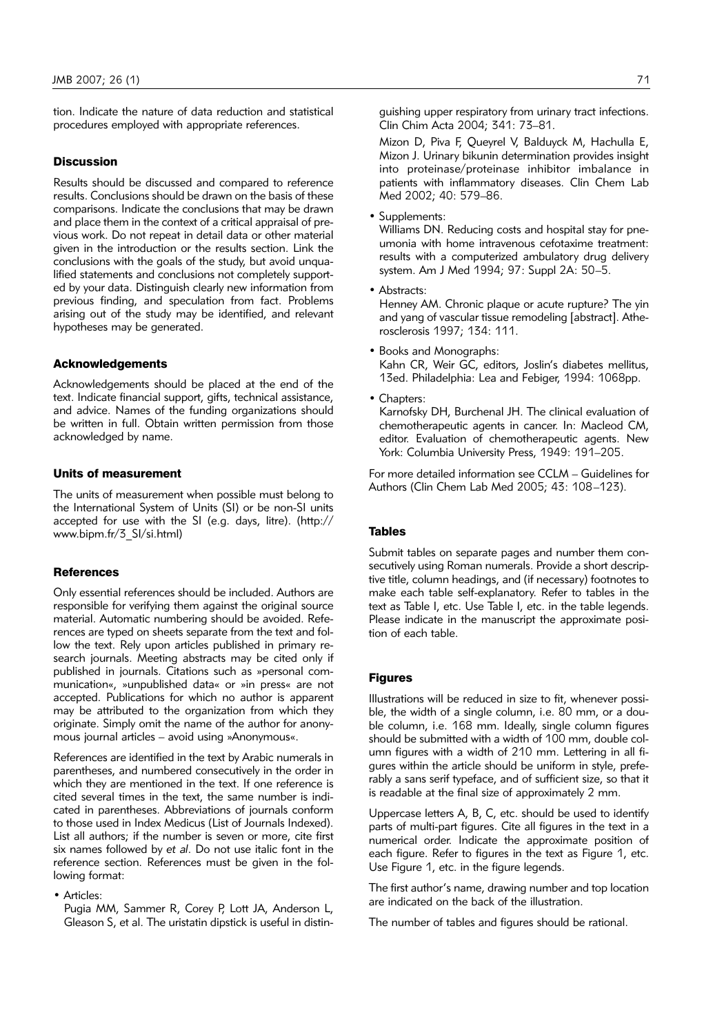tion. Indicate the nature of data reduction and statistical procedures employed with appropriate references.

### Discussion

Results should be discussed and compared to reference results. Conclusions should be drawn on the basis of these comparisons. Indicate the conclusions that may be drawn and place them in the context of a critical appraisal of previous work. Do not repeat in detail data or other material given in the introduction or the results section. Link the conclusions with the goals of the study, but avoid unqualified statements and conclusions not completely supported by your data. Distinguish clearly new information from previous finding, and speculation from fact. Problems arising out of the study may be identified, and relevant hypotheses may be generated.

### Acknowledgements

Acknowledgements should be placed at the end of the text. Indicate financial support, gifts, technical assistance, and advice. Names of the funding organizations should be written in full. Obtain written permission from those acknowledged by name.

### Units of measurement

The units of measurement when possible must belong to the International System of Units (SI) or be non-SI units accepted for use with the SI (e.g. days, litre). (http://www.bipm.fr/3_SI/si.html)

### References

Only essential references should be included. Authors are responsible for verifying them against the original source material. Automatic numbering should be avoided. References are typed on sheets separate from the text and follow the text. Rely upon articles published in primary research journals. Meeting abstracts may be cited only if published in journals. Citations such as »personal communication«, »unpublished data« or »in press« are not accepted. Publications for which no author is apparent may be attributed to the organization from which they originate. Simply omit the name of the author for anonymous journal articles – avoid using »Anonymous«.

References are identified in the text by Arabic numerals in parentheses, and numbered consecutively in the order in which they are mentioned in the text. If one reference is cited several times in the text, the same number is indicated in parentheses. Abbreviations of journals conform to those used in Index Medicus (List of Journals Indexed). List all authors; if the number is seven or more, cite first six names followed by *et al*. Do not use italic font in the reference section. References must be given in the following format:

- Articles:
  Pugia MM, Sammer R, Corey P, Lott JA, Anderson L, Gleason S, et al. The uristatin dipstick is useful in distinguishing upper respiratory from urinary tract infections. Clin Chim Acta 2004; 341: 73–81.

  Mizon D, Piva F, Queyrel V, Balduyck M, Hachulla E, Mizon J. Urinary bikunin determination provides insight into proteinase/proteinase inhibitor imbalance in patients with inflammatory diseases. Clin Chem Lab Med 2002; 40: 579–86.

- Supplements:
  Williams DN. Reducing costs and hospital stay for pneumonia with home intravenous cefotaxime treatment: results with a computerized ambulatory drug delivery system. Am J Med 1994; 97: Suppl 2A: 50–5.

- Abstracts:
  Henney AM. Chronic plaque or acute rupture? The yin and yang of vascular tissue remodeling [abstract]. Atherosclerosis 1997; 134: 111.

- Books and Monographs:
  Kahn CR, Weir GC, editors, Joslin's diabetes mellitus, 13ed. Philadelphia: Lea and Febiger, 1994: 1068pp.

- Chapters:
  Karnofsky DH, Burchenal JH. The clinical evaluation of chemotherapeutic agents in cancer. In: Macleod CM, editor. Evaluation of chemotherapeutic agents. New York: Columbia University Press, 1949: 191–205.

For more detailed information see CCLM – Guidelines for Authors (Clin Chem Lab Med 2005; 43: 108–123).

### Tables

Submit tables on separate pages and number them consecutively using Roman numerals. Provide a short descriptive title, column headings, and (if necessary) footnotes to make each table self-explanatory. Refer to tables in the text as Table I, etc. Use Table I, etc. in the table legends. Please indicate in the manuscript the approximate position of each table.

### Figures

Illustrations will be reduced in size to fit, whenever possible, the width of a single column, i.e. 80 mm, or a double column, i.e. 168 mm. Ideally, single column figures should be submitted with a width of 100 mm, double column figures with a width of 210 mm. Lettering in all figures within the article should be uniform in style, preferably a sans serif typeface, and of sufficient size, so that it is readable at the final size of approximately 2 mm.

Uppercase letters A, B, C, etc. should be used to identify parts of multi-part figures. Cite all figures in the text in a numerical order. Indicate the approximate position of each figure. Refer to figures in the text as Figure 1, etc. Use Figure 1, etc. in the figure legends.

The first author's name, drawing number and top location are indicated on the back of the illustration.

The number of tables and figures should be rational.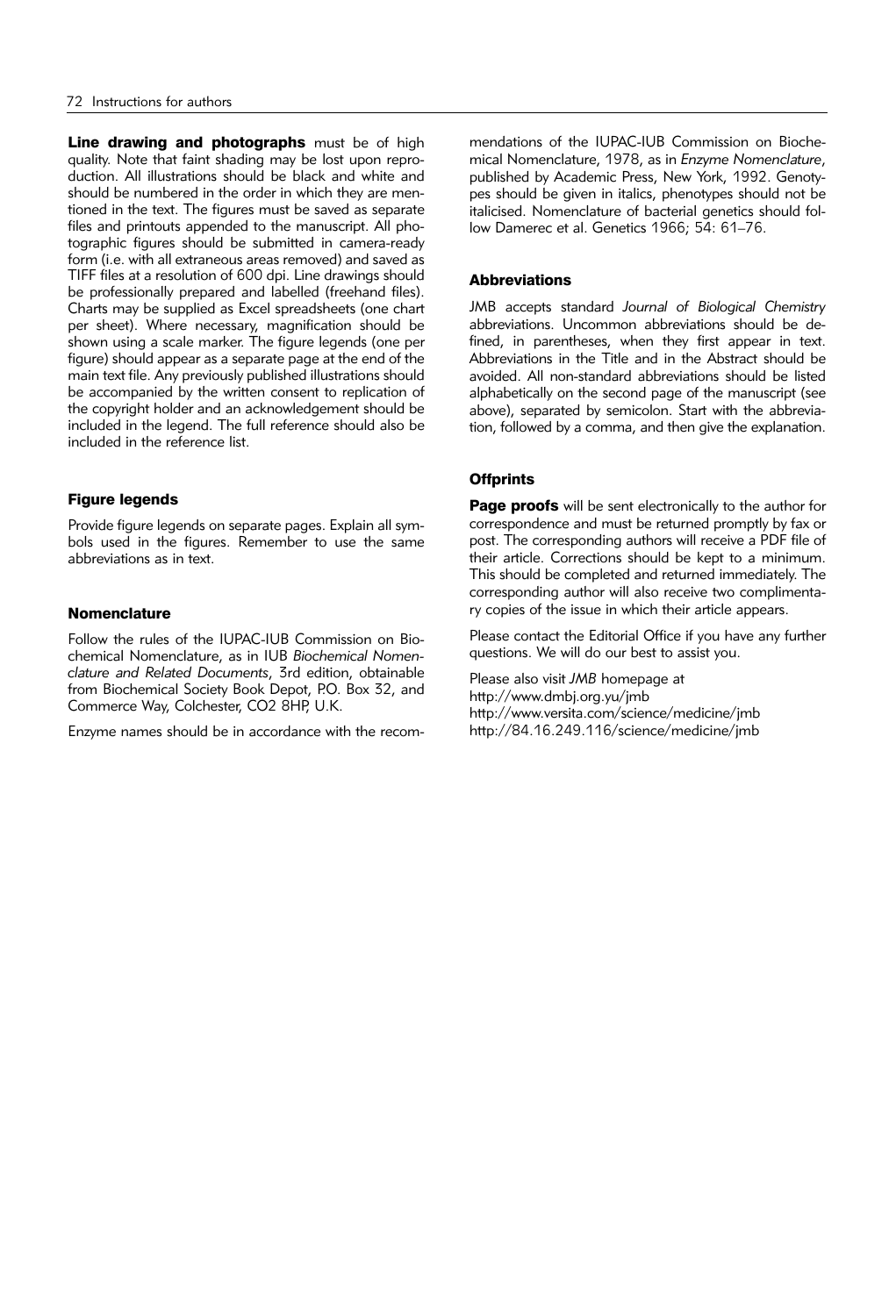**Line drawing and photographs** must be of high quality. Note that faint shading may be lost upon reproduction. All illustrations should be black and white and should be numbered in the order in which they are mentioned in the text. The figures must be saved as separate files and printouts appended to the manuscript. All photographic figures should be submitted in camera-ready form (i.e. with all extraneous areas removed) and saved as TIFF files at a resolution of 600 dpi. Line drawings should be professionally prepared and labelled (freehand files). Charts may be supplied as Excel spreadsheets (one chart per sheet). Where necessary, magnification should be shown using a scale marker. The figure legends (one per figure) should appear as a separate page at the end of the main text file. Any previously published illustrations should be accompanied by the written consent to replication of the copyright holder and an acknowledgement should be included in the legend. The full reference should also be included in the reference list.

### Figure legends

Provide figure legends on separate pages. Explain all symbols used in the figures. Remember to use the same abbreviations as in text.

### Nomenclature

Follow the rules of the IUPAC-IUB Commission on Biochemical Nomenclature, as in IUB *Biochemical Nomenclature and Related Documents*, 3rd edition, obtainable from Biochemical Society Book Depot, P.O. Box 32, and Commerce Way, Colchester, CO2 8HP, U.K.

Enzyme names should be in accordance with the recommendations of the IUPAC-IUB Commission on Biochemical Nomenclature, 1978, as in *Enzyme Nomenclature*, published by Academic Press, New York, 1992. Genotypes should be given in italics, phenotypes should not be italicised. Nomenclature of bacterial genetics should follow Damerec et al. Genetics 1966; 54: 61–76.

### Abbreviations

JMB accepts standard *Journal of Biological Chemistry* abbreviations. Uncommon abbreviations should be defined, in parentheses, when they first appear in text. Abbreviations in the Title and in the Abstract should be avoided. All non-standard abbreviations should be listed alphabetically on the second page of the manuscript (see above), separated by semicolon. Start with the abbreviation, followed by a comma, and then give the explanation.

### Offprints

**Page proofs** will be sent electronically to the author for correspondence and must be returned promptly by fax or post. The corresponding authors will receive a PDF file of their article. Corrections should be kept to a minimum. This should be completed and returned immediately. The corresponding author will also receive two complimentary copies of the issue in which their article appears.

Please contact the Editorial Office if you have any further questions. We will do our best to assist you.

Please also visit *JMB* homepage at
http://www.dmbj.org.yu/jmb
http://www.versita.com/science/medicine/jmb
http://84.16.249.116/science/medicine/jmb